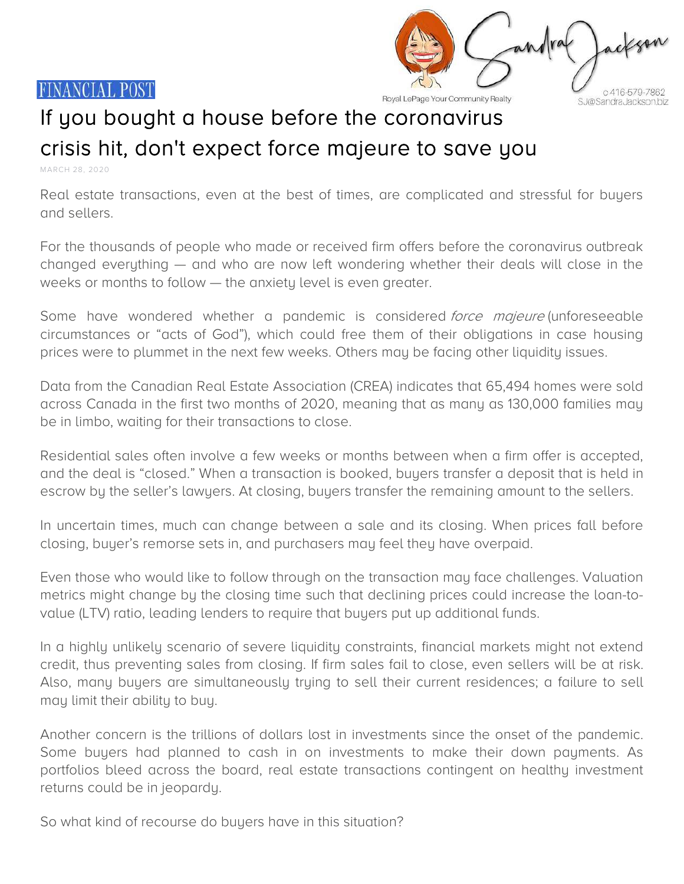FINANCIAL POST

Sandra Jackson
Royal LePage Your Community Realty
c 416-579-7862
SJ@SandraJackson.biz

# If you bought a house before the coronavirus crisis hit, don't expect force majeure to save you

MARCH 28, 2020

Real estate transactions, even at the best of times, are complicated and stressful for buyers and sellers.

For the thousands of people who made or received firm offers before the coronavirus outbreak changed everything — and who are now left wondering whether their deals will close in the weeks or months to follow — the anxiety level is even greater.

Some have wondered whether a pandemic is considered *force majeure* (unforeseeable circumstances or "acts of God"), which could free them of their obligations in case housing prices were to plummet in the next few weeks. Others may be facing other liquidity issues.

Data from the Canadian Real Estate Association (CREA) indicates that 65,494 homes were sold across Canada in the first two months of 2020, meaning that as many as 130,000 families may be in limbo, waiting for their transactions to close.

Residential sales often involve a few weeks or months between when a firm offer is accepted, and the deal is "closed." When a transaction is booked, buyers transfer a deposit that is held in escrow by the seller's lawyers. At closing, buyers transfer the remaining amount to the sellers.

In uncertain times, much can change between a sale and its closing. When prices fall before closing, buyer's remorse sets in, and purchasers may feel they have overpaid.

Even those who would like to follow through on the transaction may face challenges. Valuation metrics might change by the closing time such that declining prices could increase the loan-to-value (LTV) ratio, leading lenders to require that buyers put up additional funds.

In a highly unlikely scenario of severe liquidity constraints, financial markets might not extend credit, thus preventing sales from closing. If firm sales fail to close, even sellers will be at risk. Also, many buyers are simultaneously trying to sell their current residences; a failure to sell may limit their ability to buy.

Another concern is the trillions of dollars lost in investments since the onset of the pandemic. Some buyers had planned to cash in on investments to make their down payments. As portfolios bleed across the board, real estate transactions contingent on healthy investment returns could be in jeopardy.

So what kind of recourse do buyers have in this situation?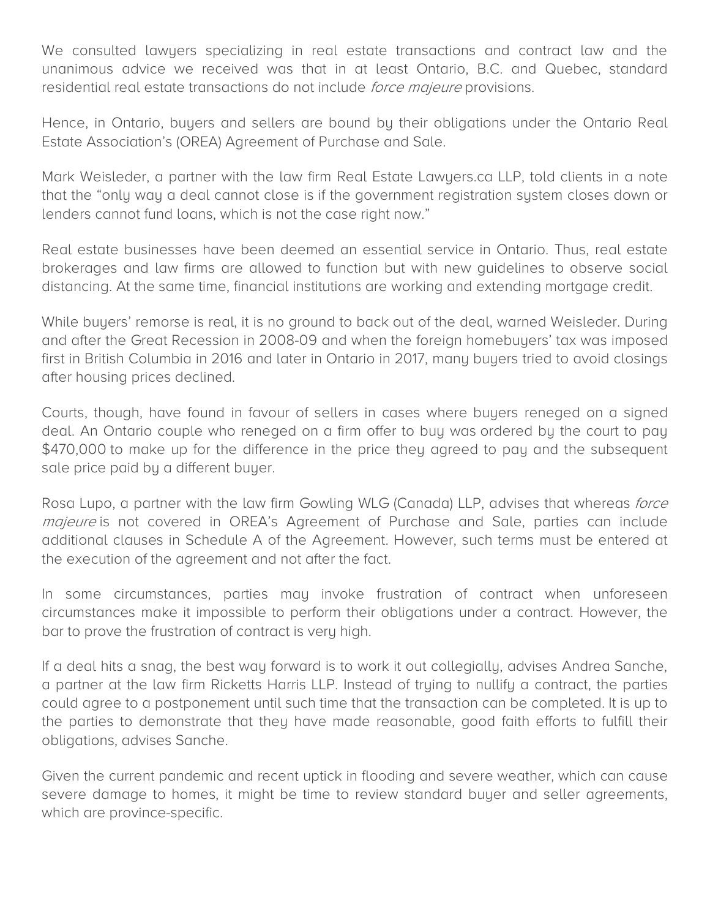We consulted lawyers specializing in real estate transactions and contract law and the unanimous advice we received was that in at least Ontario, B.C. and Quebec, standard residential real estate transactions do not include *force majeure* provisions.

Hence, in Ontario, buyers and sellers are bound by their obligations under the Ontario Real Estate Association's (OREA) Agreement of Purchase and Sale.

Mark Weisleder, a partner with the law firm Real Estate Lawyers.ca LLP, told clients in a note that the "only way a deal cannot close is if the government registration system closes down or lenders cannot fund loans, which is not the case right now."

Real estate businesses have been deemed an essential service in Ontario. Thus, real estate brokerages and law firms are allowed to function but with new guidelines to observe social distancing. At the same time, financial institutions are working and extending mortgage credit.

While buyers' remorse is real, it is no ground to back out of the deal, warned Weisleder. During and after the Great Recession in 2008-09 and when the foreign homebuyers' tax was imposed first in British Columbia in 2016 and later in Ontario in 2017, many buyers tried to avoid closings after housing prices declined.

Courts, though, have found in favour of sellers in cases where buyers reneged on a signed deal. An Ontario couple who reneged on a firm offer to buy was ordered by the court to pay $470,000 to make up for the difference in the price they agreed to pay and the subsequent sale price paid by a different buyer.

Rosa Lupo, a partner with the law firm Gowling WLG (Canada) LLP, advises that whereas *force majeure* is not covered in OREA's Agreement of Purchase and Sale, parties can include additional clauses in Schedule A of the Agreement. However, such terms must be entered at the execution of the agreement and not after the fact.

In some circumstances, parties may invoke frustration of contract when unforeseen circumstances make it impossible to perform their obligations under a contract. However, the bar to prove the frustration of contract is very high.

If a deal hits a snag, the best way forward is to work it out collegially, advises Andrea Sanche, a partner at the law firm Ricketts Harris LLP. Instead of trying to nullify a contract, the parties could agree to a postponement until such time that the transaction can be completed. It is up to the parties to demonstrate that they have made reasonable, good faith efforts to fulfill their obligations, advises Sanche.

Given the current pandemic and recent uptick in flooding and severe weather, which can cause severe damage to homes, it might be time to review standard buyer and seller agreements, which are province-specific.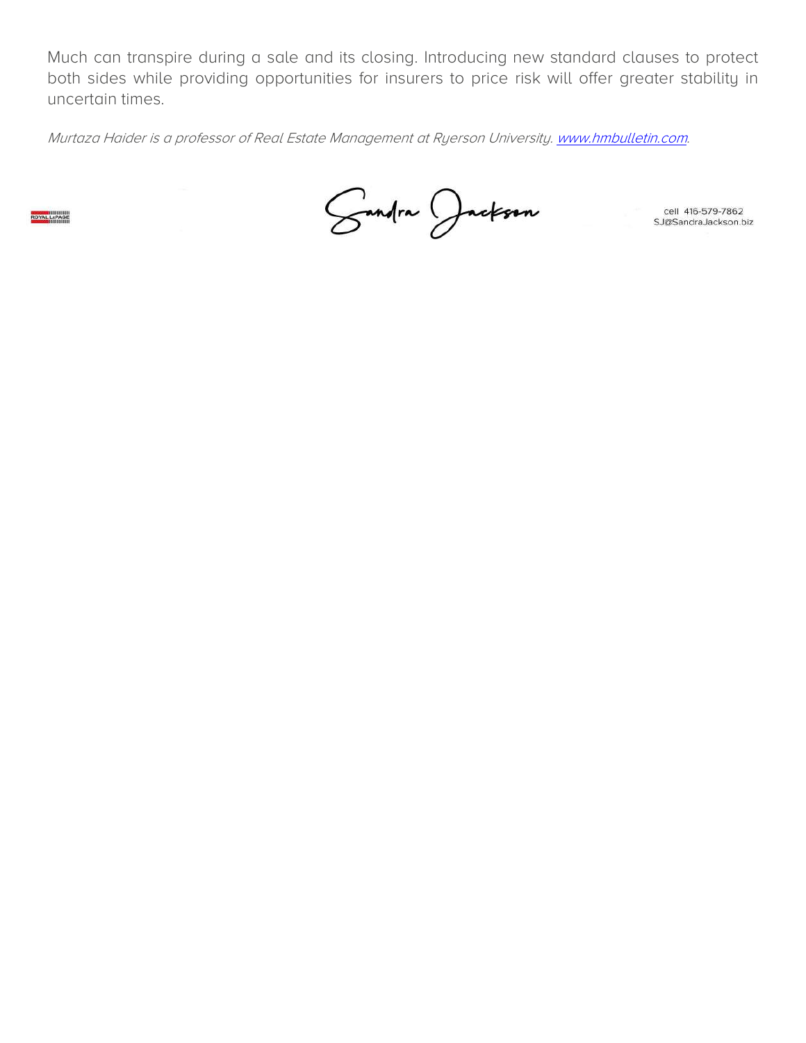Much can transpire during a sale and its closing. Introducing new standard clauses to protect both sides while providing opportunities for insurers to price risk will offer greater stability in uncertain times.

*Murtaza Haider is a professor of Real Estate Management at Ryerson University. [www.hmbulletin.com](www.hmbulletin.com).*

ROYAL LePAGE

Sandra Jackson

cell 416-579-7862
SJ@SandraJackson.biz